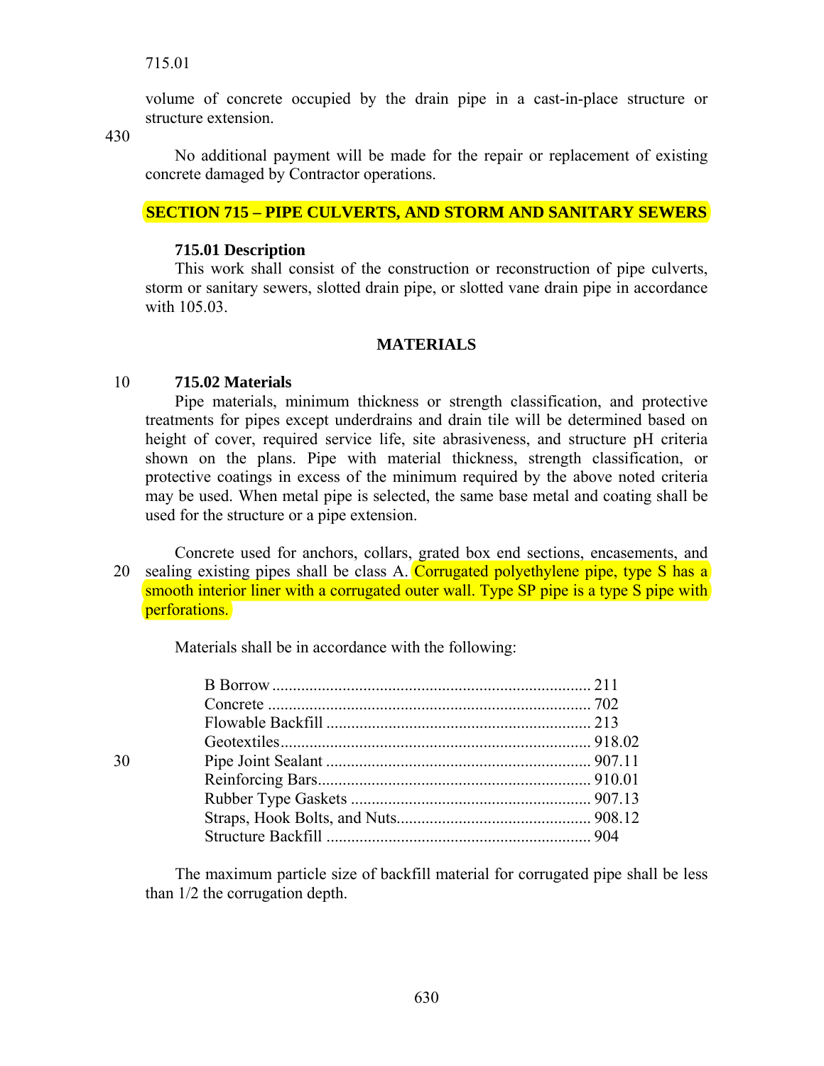volume of concrete occupied by the drain pipe in a cast-in-place structure or structure extension.

No additional payment will be made for the repair or replacement of existing concrete damaged by Contractor operations.

## SECTION 715 – PIPE CULVERTS, AND STORM AND SANITARY SEWERS

### 715.01 Description

This work shall consist of the construction or reconstruction of pipe culverts, storm or sanitary sewers, slotted drain pipe, or slotted vane drain pipe in accordance with 105.03.

## MATERIALS

### 715.02 Materials

Pipe materials, minimum thickness or strength classification, and protective treatments for pipes except underdrains and drain tile will be determined based on height of cover, required service life, site abrasiveness, and structure pH criteria shown on the plans. Pipe with material thickness, strength classification, or protective coatings in excess of the minimum required by the above noted criteria may be used. When metal pipe is selected, the same base metal and coating shall be used for the structure or a pipe extension.

Concrete used for anchors, collars, grated box end sections, encasements, and sealing existing pipes shall be class A. Corrugated polyethylene pipe, type S has a smooth interior liner with a corrugated outer wall. Type SP pipe is a type S pipe with perforations.

Materials shall be in accordance with the following:

| | |
|---|---|
| B Borrow | 211 |
| Concrete | 702 |
| Flowable Backfill | 213 |
| Geotextiles | 918.02 |
| Pipe Joint Sealant | 907.11 |
| Reinforcing Bars | 910.01 |
| Rubber Type Gaskets | 907.13 |
| Straps, Hook Bolts, and Nuts | 908.12 |
| Structure Backfill | 904 |

The maximum particle size of backfill material for corrugated pipe shall be less than 1/2 the corrugation depth.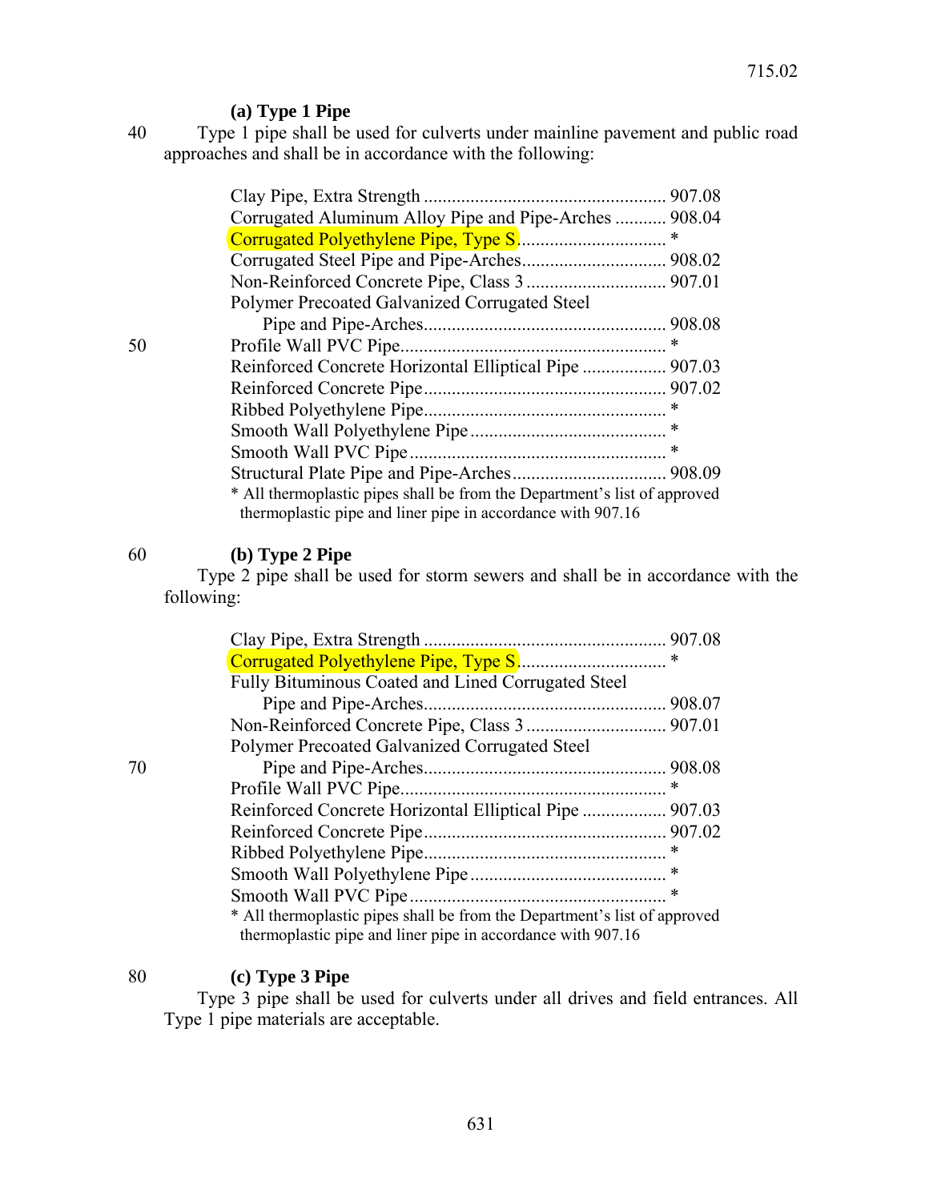**(a) Type 1 Pipe**

Type 1 pipe shall be used for culverts under mainline pavement and public road approaches and shall be in accordance with the following:

| | |
|---|---|
| Clay Pipe, Extra Strength | 907.08 |
| Corrugated Aluminum Alloy Pipe and Pipe-Arches | 908.04 |
| Corrugated Polyethylene Pipe, Type S | * |
| Corrugated Steel Pipe and Pipe-Arches | 908.02 |
| Non-Reinforced Concrete Pipe, Class 3 | 907.01 |
| Polymer Precoated Galvanized Corrugated Steel Pipe and Pipe-Arches | 908.08 |
| Profile Wall PVC Pipe | * |
| Reinforced Concrete Horizontal Elliptical Pipe | 907.03 |
| Reinforced Concrete Pipe | 907.02 |
| Ribbed Polyethylene Pipe | * |
| Smooth Wall Polyethylene Pipe | * |
| Smooth Wall PVC Pipe | * |
| Structural Plate Pipe and Pipe-Arches | 908.09 |

* All thermoplastic pipes shall be from the Department's list of approved thermoplastic pipe and liner pipe in accordance with 907.16

**(b) Type 2 Pipe**

Type 2 pipe shall be used for storm sewers and shall be in accordance with the following:

| | |
|---|---|
| Clay Pipe, Extra Strength | 907.08 |
| Corrugated Polyethylene Pipe, Type S | * |
| Fully Bituminous Coated and Lined Corrugated Steel Pipe and Pipe-Arches | 908.07 |
| Non-Reinforced Concrete Pipe, Class 3 | 907.01 |
| Polymer Precoated Galvanized Corrugated Steel Pipe and Pipe-Arches | 908.08 |
| Profile Wall PVC Pipe | * |
| Reinforced Concrete Horizontal Elliptical Pipe | 907.03 |
| Reinforced Concrete Pipe | 907.02 |
| Ribbed Polyethylene Pipe | * |
| Smooth Wall Polyethylene Pipe | * |
| Smooth Wall PVC Pipe | * |

* All thermoplastic pipes shall be from the Department's list of approved thermoplastic pipe and liner pipe in accordance with 907.16

**(c) Type 3 Pipe**

Type 3 pipe shall be used for culverts under all drives and field entrances. All Type 1 pipe materials are acceptable.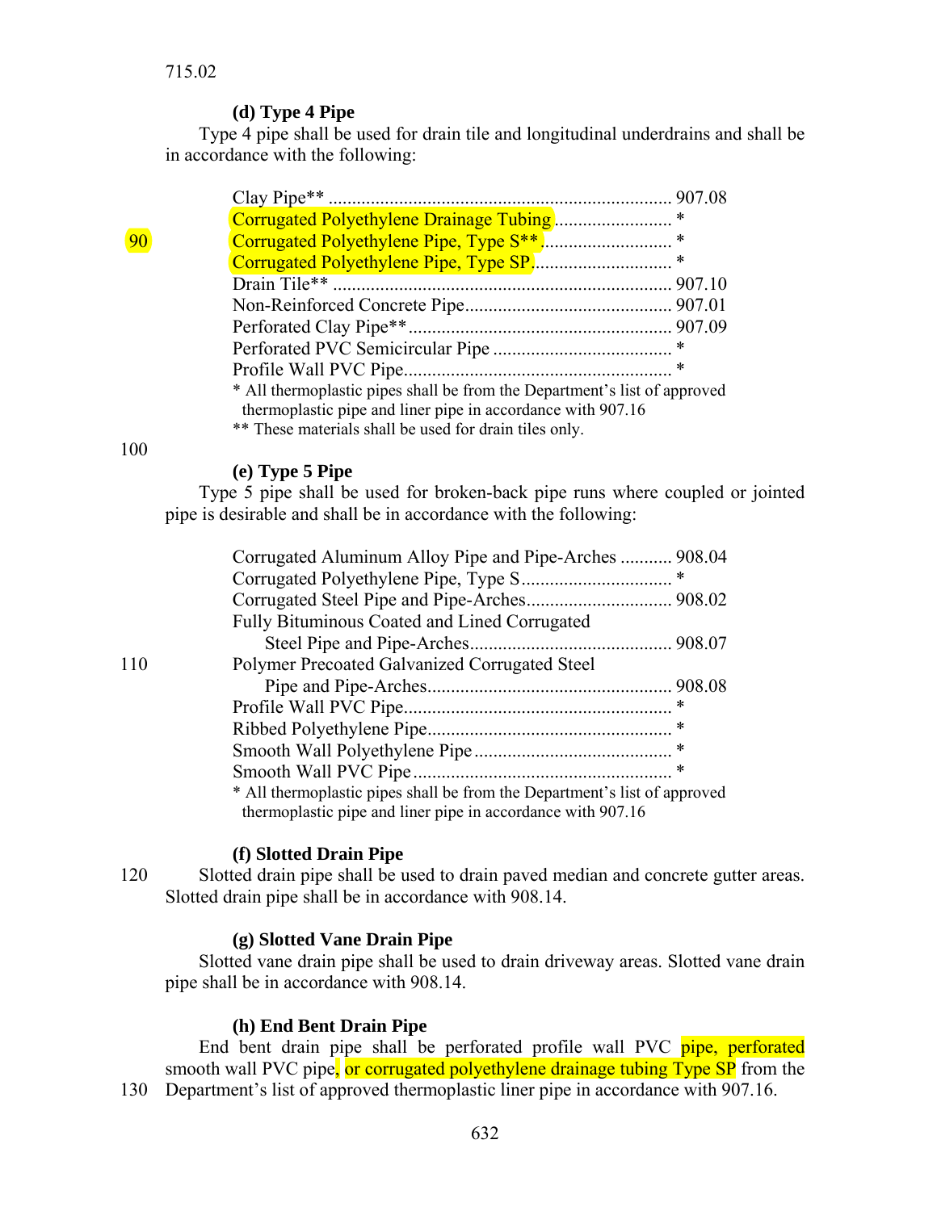**(d) Type 4 Pipe**

Type 4 pipe shall be used for drain tile and longitudinal underdrains and shall be in accordance with the following:

| | |
|---|---|
| Clay Pipe** | 907.08 |
| Corrugated Polyethylene Drainage Tubing | * |
| Corrugated Polyethylene Pipe, Type S** | * |
| Corrugated Polyethylene Pipe, Type SP | * |
| Drain Tile** | 907.10 |
| Non-Reinforced Concrete Pipe | 907.01 |
| Perforated Clay Pipe** | 907.09 |
| Perforated PVC Semicircular Pipe | * |
| Profile Wall PVC Pipe | * |

* All thermoplastic pipes shall be from the Department's list of approved thermoplastic pipe and liner pipe in accordance with 907.16

** These materials shall be used for drain tiles only.

**(e) Type 5 Pipe**

Type 5 pipe shall be used for broken-back pipe runs where coupled or jointed pipe is desirable and shall be in accordance with the following:

| | |
|---|---|
| Corrugated Aluminum Alloy Pipe and Pipe-Arches | 908.04 |
| Corrugated Polyethylene Pipe, Type S | * |
| Corrugated Steel Pipe and Pipe-Arches | 908.02 |
| Fully Bituminous Coated and Lined Corrugated Steel Pipe and Pipe-Arches | 908.07 |
| Polymer Precoated Galvanized Corrugated Steel Pipe and Pipe-Arches | 908.08 |
| Profile Wall PVC Pipe | * |
| Ribbed Polyethylene Pipe | * |
| Smooth Wall Polyethylene Pipe | * |
| Smooth Wall PVC Pipe | * |

* All thermoplastic pipes shall be from the Department's list of approved thermoplastic pipe and liner pipe in accordance with 907.16

**(f) Slotted Drain Pipe**

Slotted drain pipe shall be used to drain paved median and concrete gutter areas. Slotted drain pipe shall be in accordance with 908.14.

**(g) Slotted Vane Drain Pipe**

Slotted vane drain pipe shall be used to drain driveway areas. Slotted vane drain pipe shall be in accordance with 908.14.

**(h) End Bent Drain Pipe**

End bent drain pipe shall be perforated profile wall PVC pipe, perforated smooth wall PVC pipe, or corrugated polyethylene drainage tubing Type SP from the Department's list of approved thermoplastic liner pipe in accordance with 907.16.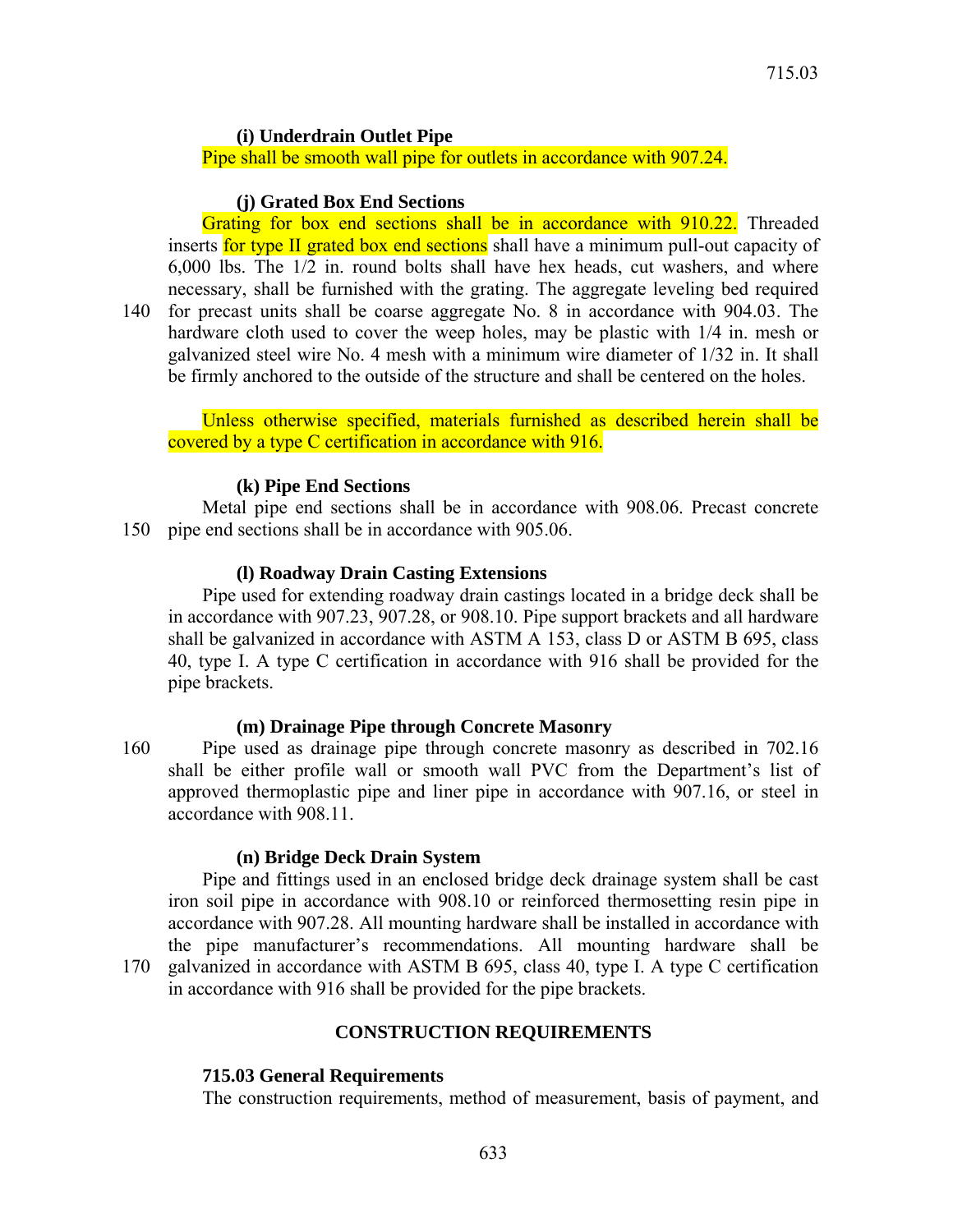**(i) Underdrain Outlet Pipe**

Pipe shall be smooth wall pipe for outlets in accordance with 907.24.

**(j) Grated Box End Sections**

Grating for box end sections shall be in accordance with 910.22. Threaded inserts for type II grated box end sections shall have a minimum pull-out capacity of 6,000 lbs. The 1/2 in. round bolts shall have hex heads, cut washers, and where necessary, shall be furnished with the grating. The aggregate leveling bed required for precast units shall be coarse aggregate No. 8 in accordance with 904.03. The hardware cloth used to cover the weep holes, may be plastic with 1/4 in. mesh or galvanized steel wire No. 4 mesh with a minimum wire diameter of 1/32 in. It shall be firmly anchored to the outside of the structure and shall be centered on the holes.

Unless otherwise specified, materials furnished as described herein shall be covered by a type C certification in accordance with 916.

**(k) Pipe End Sections**

Metal pipe end sections shall be in accordance with 908.06. Precast concrete pipe end sections shall be in accordance with 905.06.

**(l) Roadway Drain Casting Extensions**

Pipe used for extending roadway drain castings located in a bridge deck shall be in accordance with 907.23, 907.28, or 908.10. Pipe support brackets and all hardware shall be galvanized in accordance with ASTM A 153, class D or ASTM B 695, class 40, type I. A type C certification in accordance with 916 shall be provided for the pipe brackets.

**(m) Drainage Pipe through Concrete Masonry**

Pipe used as drainage pipe through concrete masonry as described in 702.16 shall be either profile wall or smooth wall PVC from the Department's list of approved thermoplastic pipe and liner pipe in accordance with 907.16, or steel in accordance with 908.11.

**(n) Bridge Deck Drain System**

Pipe and fittings used in an enclosed bridge deck drainage system shall be cast iron soil pipe in accordance with 908.10 or reinforced thermosetting resin pipe in accordance with 907.28. All mounting hardware shall be installed in accordance with the pipe manufacturer's recommendations. All mounting hardware shall be galvanized in accordance with ASTM B 695, class 40, type I. A type C certification in accordance with 916 shall be provided for the pipe brackets.

## CONSTRUCTION REQUIREMENTS

### 715.03 General Requirements

The construction requirements, method of measurement, basis of payment, and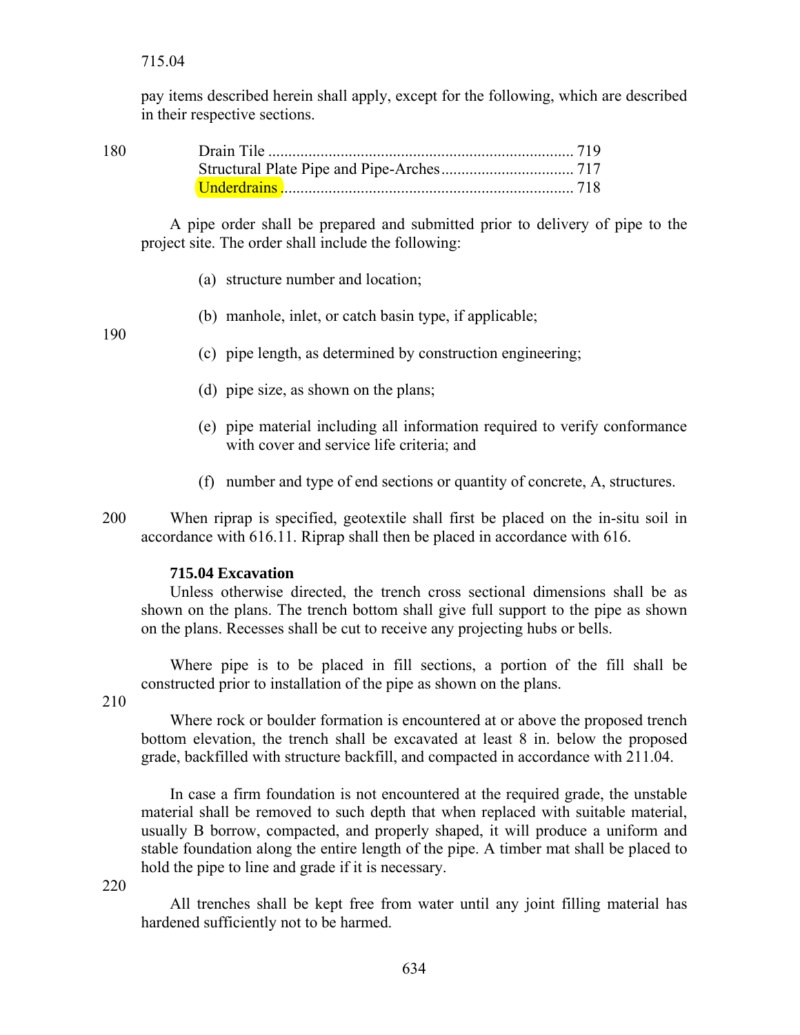pay items described herein shall apply, except for the following, which are described in their respective sections.

| | |
|---|---|
| Drain Tile | 719 |
| Structural Plate Pipe and Pipe-Arches | 717 |
| Underdrains | 718 |

A pipe order shall be prepared and submitted prior to delivery of pipe to the project site. The order shall include the following:

(a) structure number and location;

(b) manhole, inlet, or catch basin type, if applicable;

(c) pipe length, as determined by construction engineering;

(d) pipe size, as shown on the plans;

(e) pipe material including all information required to verify conformance with cover and service life criteria; and

(f) number and type of end sections or quantity of concrete, A, structures.

When riprap is specified, geotextile shall first be placed on the in-situ soil in accordance with 616.11. Riprap shall then be placed in accordance with 616.

**715.04 Excavation**

Unless otherwise directed, the trench cross sectional dimensions shall be as shown on the plans. The trench bottom shall give full support to the pipe as shown on the plans. Recesses shall be cut to receive any projecting hubs or bells.

Where pipe is to be placed in fill sections, a portion of the fill shall be constructed prior to installation of the pipe as shown on the plans.

Where rock or boulder formation is encountered at or above the proposed trench bottom elevation, the trench shall be excavated at least 8 in. below the proposed grade, backfilled with structure backfill, and compacted in accordance with 211.04.

In case a firm foundation is not encountered at the required grade, the unstable material shall be removed to such depth that when replaced with suitable material, usually B borrow, compacted, and properly shaped, it will produce a uniform and stable foundation along the entire length of the pipe. A timber mat shall be placed to hold the pipe to line and grade if it is necessary.

All trenches shall be kept free from water until any joint filling material has hardened sufficiently not to be harmed.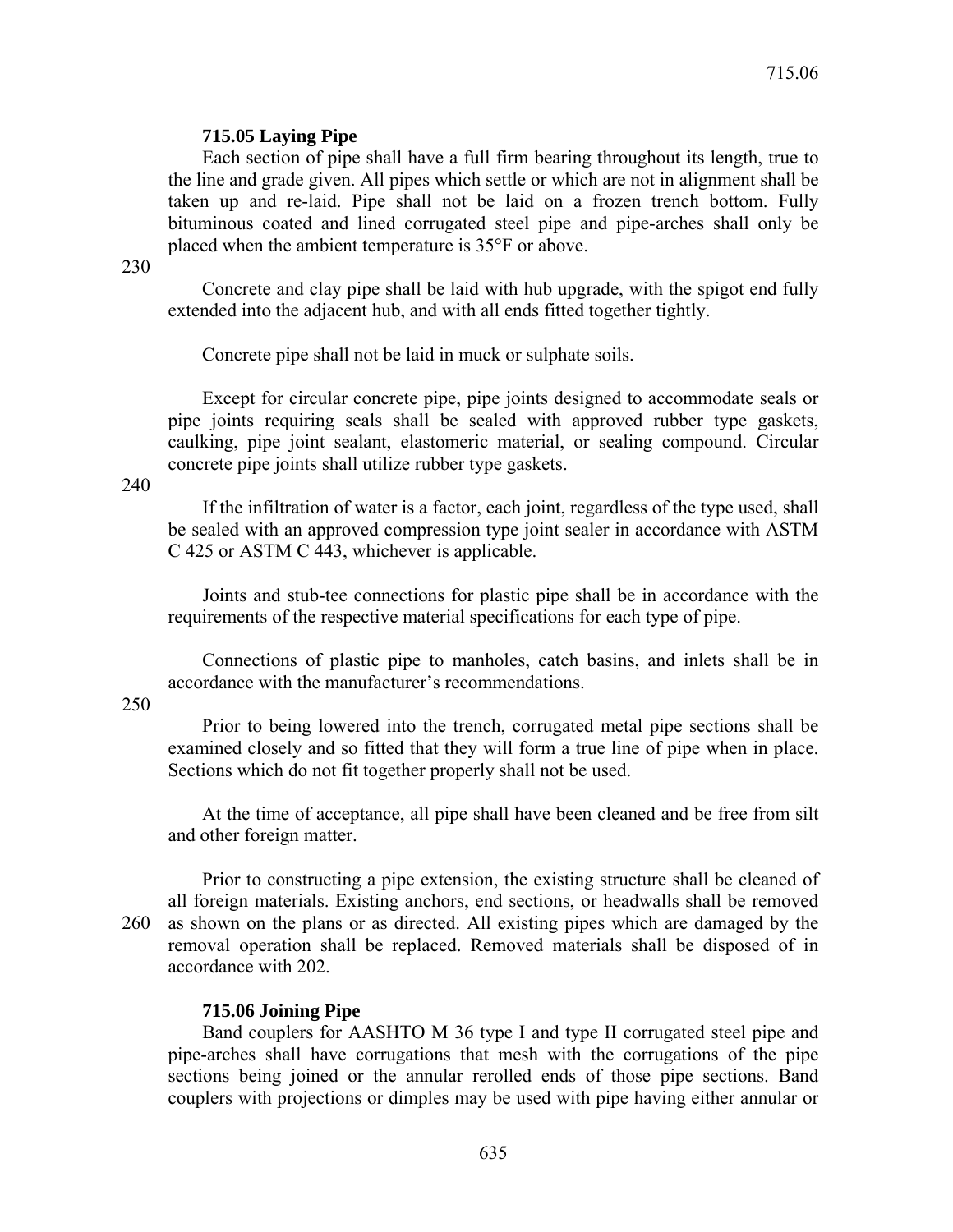### 715.05 Laying Pipe

Each section of pipe shall have a full firm bearing throughout its length, true to the line and grade given. All pipes which settle or which are not in alignment shall be taken up and re-laid. Pipe shall not be laid on a frozen trench bottom. Fully bituminous coated and lined corrugated steel pipe and pipe-arches shall only be placed when the ambient temperature is 35°F or above.

Concrete and clay pipe shall be laid with hub upgrade, with the spigot end fully extended into the adjacent hub, and with all ends fitted together tightly.

Concrete pipe shall not be laid in muck or sulphate soils.

Except for circular concrete pipe, pipe joints designed to accommodate seals or pipe joints requiring seals shall be sealed with approved rubber type gaskets, caulking, pipe joint sealant, elastomeric material, or sealing compound. Circular concrete pipe joints shall utilize rubber type gaskets.

If the infiltration of water is a factor, each joint, regardless of the type used, shall be sealed with an approved compression type joint sealer in accordance with ASTM C 425 or ASTM C 443, whichever is applicable.

Joints and stub-tee connections for plastic pipe shall be in accordance with the requirements of the respective material specifications for each type of pipe.

Connections of plastic pipe to manholes, catch basins, and inlets shall be in accordance with the manufacturer's recommendations.

Prior to being lowered into the trench, corrugated metal pipe sections shall be examined closely and so fitted that they will form a true line of pipe when in place. Sections which do not fit together properly shall not be used.

At the time of acceptance, all pipe shall have been cleaned and be free from silt and other foreign matter.

Prior to constructing a pipe extension, the existing structure shall be cleaned of all foreign materials. Existing anchors, end sections, or headwalls shall be removed as shown on the plans or as directed. All existing pipes which are damaged by the removal operation shall be replaced. Removed materials shall be disposed of in accordance with 202.

### 715.06 Joining Pipe

Band couplers for AASHTO M 36 type I and type II corrugated steel pipe and pipe-arches shall have corrugations that mesh with the corrugations of the pipe sections being joined or the annular rerolled ends of those pipe sections. Band couplers with projections or dimples may be used with pipe having either annular or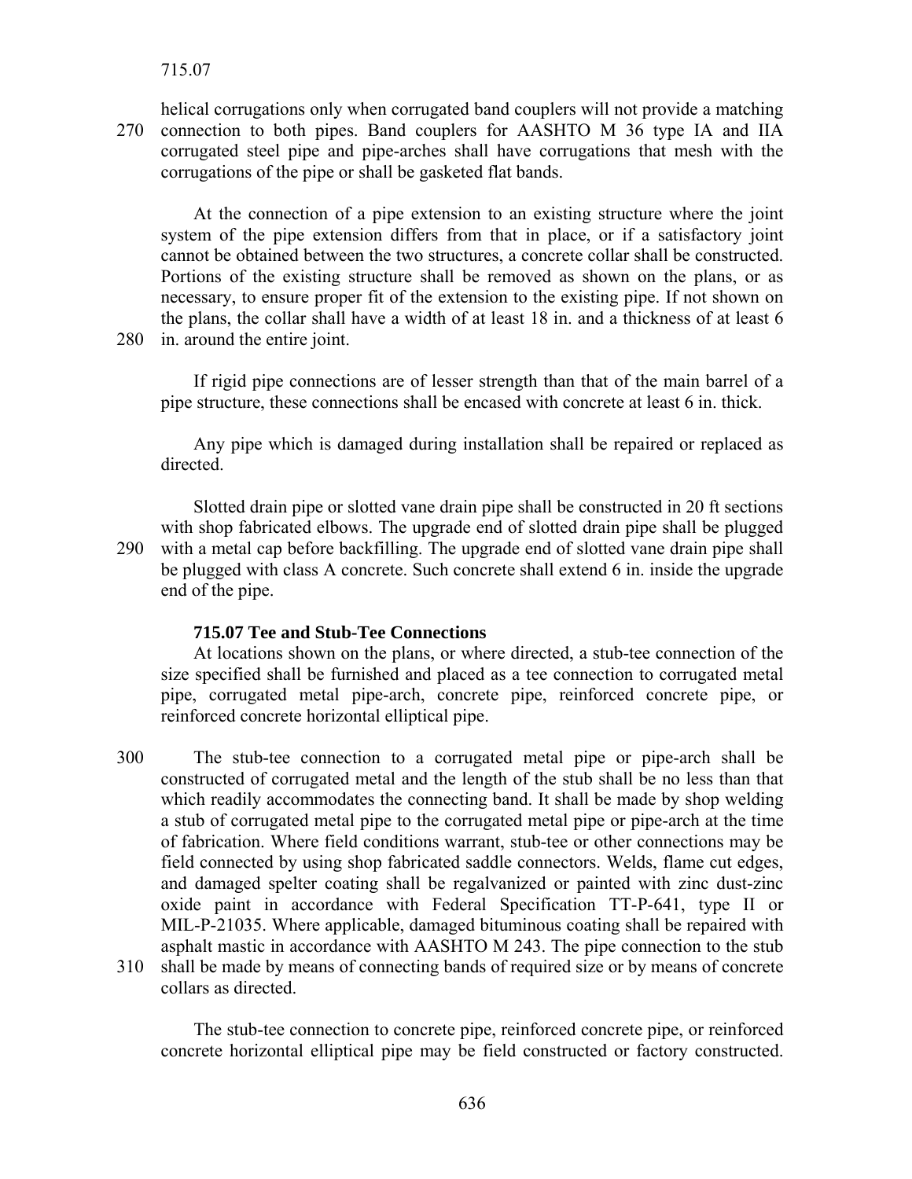helical corrugations only when corrugated band couplers will not provide a matching connection to both pipes. Band couplers for AASHTO M 36 type IA and IIA corrugated steel pipe and pipe-arches shall have corrugations that mesh with the corrugations of the pipe or shall be gasketed flat bands.

At the connection of a pipe extension to an existing structure where the joint system of the pipe extension differs from that in place, or if a satisfactory joint cannot be obtained between the two structures, a concrete collar shall be constructed. Portions of the existing structure shall be removed as shown on the plans, or as necessary, to ensure proper fit of the extension to the existing pipe. If not shown on the plans, the collar shall have a width of at least 18 in. and a thickness of at least 6 in. around the entire joint.

If rigid pipe connections are of lesser strength than that of the main barrel of a pipe structure, these connections shall be encased with concrete at least 6 in. thick.

Any pipe which is damaged during installation shall be repaired or replaced as directed.

Slotted drain pipe or slotted vane drain pipe shall be constructed in 20 ft sections with shop fabricated elbows. The upgrade end of slotted drain pipe shall be plugged with a metal cap before backfilling. The upgrade end of slotted vane drain pipe shall be plugged with class A concrete. Such concrete shall extend 6 in. inside the upgrade end of the pipe.

### 715.07 Tee and Stub-Tee Connections

At locations shown on the plans, or where directed, a stub-tee connection of the size specified shall be furnished and placed as a tee connection to corrugated metal pipe, corrugated metal pipe-arch, concrete pipe, reinforced concrete pipe, or reinforced concrete horizontal elliptical pipe.

The stub-tee connection to a corrugated metal pipe or pipe-arch shall be constructed of corrugated metal and the length of the stub shall be no less than that which readily accommodates the connecting band. It shall be made by shop welding a stub of corrugated metal pipe to the corrugated metal pipe or pipe-arch at the time of fabrication. Where field conditions warrant, stub-tee or other connections may be field connected by using shop fabricated saddle connectors. Welds, flame cut edges, and damaged spelter coating shall be regalvanized or painted with zinc dust-zinc oxide paint in accordance with Federal Specification TT-P-641, type II or MIL-P-21035. Where applicable, damaged bituminous coating shall be repaired with asphalt mastic in accordance with AASHTO M 243. The pipe connection to the stub shall be made by means of connecting bands of required size or by means of concrete collars as directed.

The stub-tee connection to concrete pipe, reinforced concrete pipe, or reinforced concrete horizontal elliptical pipe may be field constructed or factory constructed.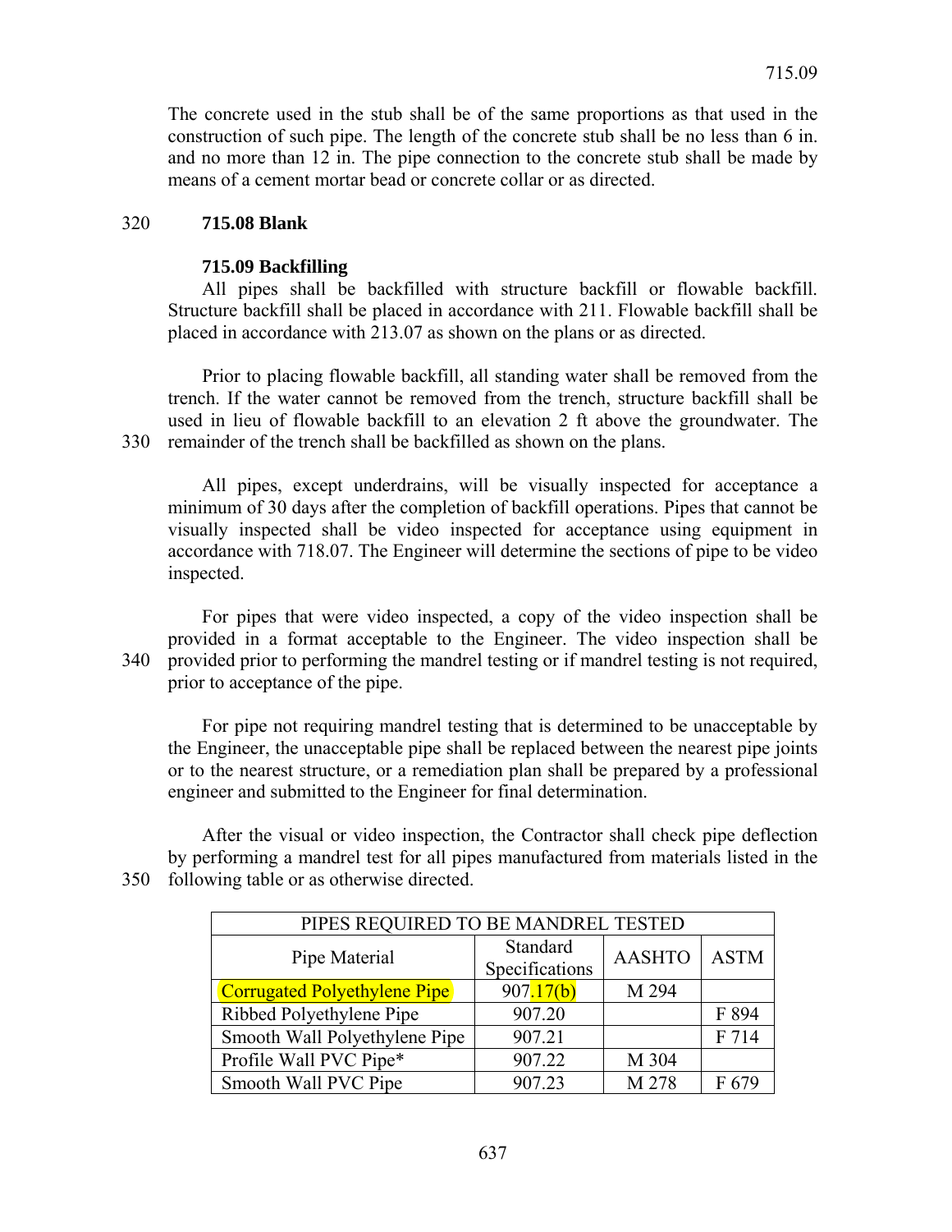The concrete used in the stub shall be of the same proportions as that used in the construction of such pipe. The length of the concrete stub shall be no less than 6 in. and no more than 12 in. The pipe connection to the concrete stub shall be made by means of a cement mortar bead or concrete collar or as directed.

**715.08 Blank**

**715.09 Backfilling**

All pipes shall be backfilled with structure backfill or flowable backfill. Structure backfill shall be placed in accordance with 211. Flowable backfill shall be placed in accordance with 213.07 as shown on the plans or as directed.

Prior to placing flowable backfill, all standing water shall be removed from the trench. If the water cannot be removed from the trench, structure backfill shall be used in lieu of flowable backfill to an elevation 2 ft above the groundwater. The remainder of the trench shall be backfilled as shown on the plans.

All pipes, except underdrains, will be visually inspected for acceptance a minimum of 30 days after the completion of backfill operations. Pipes that cannot be visually inspected shall be video inspected for acceptance using equipment in accordance with 718.07. The Engineer will determine the sections of pipe to be video inspected.

For pipes that were video inspected, a copy of the video inspection shall be provided in a format acceptable to the Engineer. The video inspection shall be provided prior to performing the mandrel testing or if mandrel testing is not required, prior to acceptance of the pipe.

For pipe not requiring mandrel testing that is determined to be unacceptable by the Engineer, the unacceptable pipe shall be replaced between the nearest pipe joints or to the nearest structure, or a remediation plan shall be prepared by a professional engineer and submitted to the Engineer for final determination.

After the visual or video inspection, the Contractor shall check pipe deflection by performing a mandrel test for all pipes manufactured from materials listed in the following table or as otherwise directed.

| PIPES REQUIRED TO BE MANDREL TESTED | | | |
|---|---|---|---|
| Pipe Material | Standard Specifications | AASHTO | ASTM |
| Corrugated Polyethylene Pipe | 907.17(b) | M 294 | |
| Ribbed Polyethylene Pipe | 907.20 | | F 894 |
| Smooth Wall Polyethylene Pipe | 907.21 | | F 714 |
| Profile Wall PVC Pipe* | 907.22 | M 304 | |
| Smooth Wall PVC Pipe | 907.23 | M 278 | F 679 |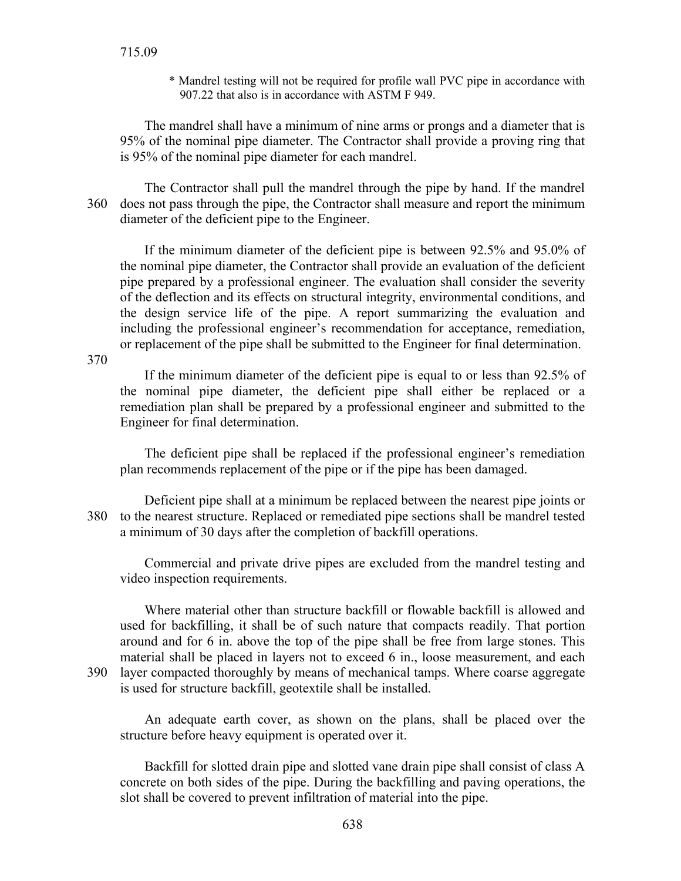* Mandrel testing will not be required for profile wall PVC pipe in accordance with 907.22 that also is in accordance with ASTM F 949.

The mandrel shall have a minimum of nine arms or prongs and a diameter that is 95% of the nominal pipe diameter. The Contractor shall provide a proving ring that is 95% of the nominal pipe diameter for each mandrel.

The Contractor shall pull the mandrel through the pipe by hand. If the mandrel does not pass through the pipe, the Contractor shall measure and report the minimum diameter of the deficient pipe to the Engineer.

If the minimum diameter of the deficient pipe is between 92.5% and 95.0% of the nominal pipe diameter, the Contractor shall provide an evaluation of the deficient pipe prepared by a professional engineer. The evaluation shall consider the severity of the deflection and its effects on structural integrity, environmental conditions, and the design service life of the pipe. A report summarizing the evaluation and including the professional engineer's recommendation for acceptance, remediation, or replacement of the pipe shall be submitted to the Engineer for final determination.

If the minimum diameter of the deficient pipe is equal to or less than 92.5% of the nominal pipe diameter, the deficient pipe shall either be replaced or a remediation plan shall be prepared by a professional engineer and submitted to the Engineer for final determination.

The deficient pipe shall be replaced if the professional engineer's remediation plan recommends replacement of the pipe or if the pipe has been damaged.

Deficient pipe shall at a minimum be replaced between the nearest pipe joints or to the nearest structure. Replaced or remediated pipe sections shall be mandrel tested a minimum of 30 days after the completion of backfill operations.

Commercial and private drive pipes are excluded from the mandrel testing and video inspection requirements.

Where material other than structure backfill or flowable backfill is allowed and used for backfilling, it shall be of such nature that compacts readily. That portion around and for 6 in. above the top of the pipe shall be free from large stones. This material shall be placed in layers not to exceed 6 in., loose measurement, and each layer compacted thoroughly by means of mechanical tamps. Where coarse aggregate is used for structure backfill, geotextile shall be installed.

An adequate earth cover, as shown on the plans, shall be placed over the structure before heavy equipment is operated over it.

Backfill for slotted drain pipe and slotted vane drain pipe shall consist of class A concrete on both sides of the pipe. During the backfilling and paving operations, the slot shall be covered to prevent infiltration of material into the pipe.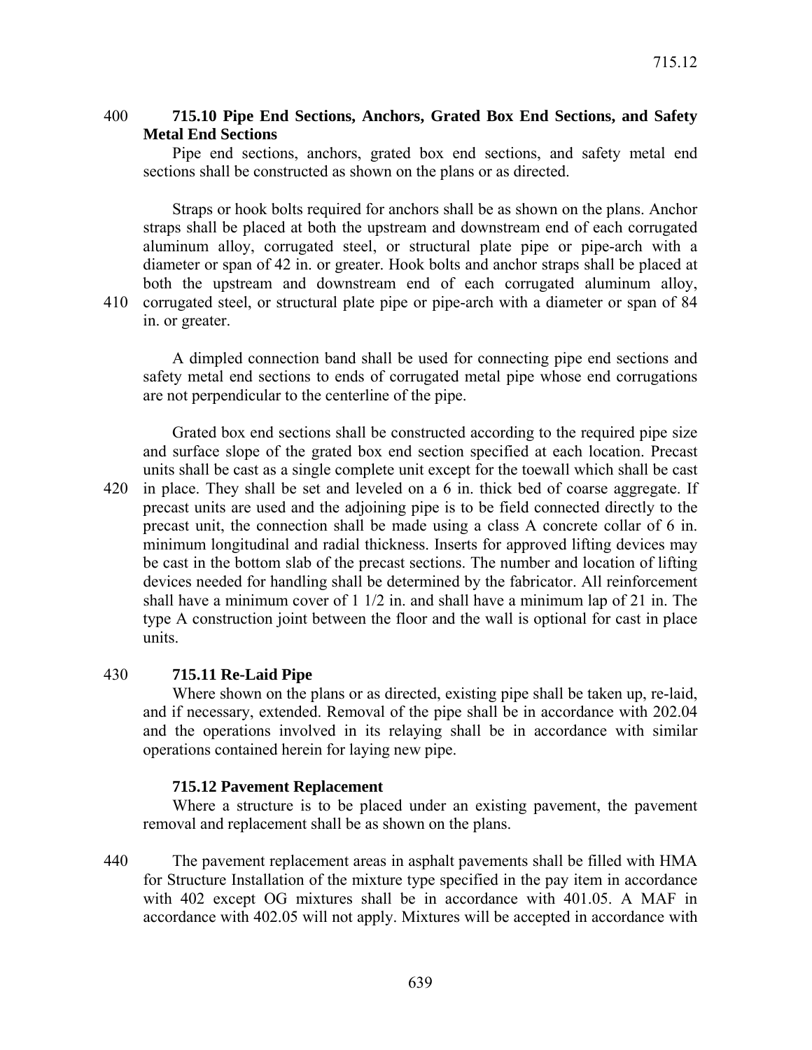### 715.10 Pipe End Sections, Anchors, Grated Box End Sections, and Safety Metal End Sections

Pipe end sections, anchors, grated box end sections, and safety metal end sections shall be constructed as shown on the plans or as directed.

Straps or hook bolts required for anchors shall be as shown on the plans. Anchor straps shall be placed at both the upstream and downstream end of each corrugated aluminum alloy, corrugated steel, or structural plate pipe or pipe-arch with a diameter or span of 42 in. or greater. Hook bolts and anchor straps shall be placed at both the upstream and downstream end of each corrugated aluminum alloy, corrugated steel, or structural plate pipe or pipe-arch with a diameter or span of 84 in. or greater.

A dimpled connection band shall be used for connecting pipe end sections and safety metal end sections to ends of corrugated metal pipe whose end corrugations are not perpendicular to the centerline of the pipe.

Grated box end sections shall be constructed according to the required pipe size and surface slope of the grated box end section specified at each location. Precast units shall be cast as a single complete unit except for the toewall which shall be cast in place. They shall be set and leveled on a 6 in. thick bed of coarse aggregate. If precast units are used and the adjoining pipe is to be field connected directly to the precast unit, the connection shall be made using a class A concrete collar of 6 in. minimum longitudinal and radial thickness. Inserts for approved lifting devices may be cast in the bottom slab of the precast sections. The number and location of lifting devices needed for handling shall be determined by the fabricator. All reinforcement shall have a minimum cover of 1 1/2 in. and shall have a minimum lap of 21 in. The type A construction joint between the floor and the wall is optional for cast in place units.

### 715.11 Re-Laid Pipe

Where shown on the plans or as directed, existing pipe shall be taken up, re-laid, and if necessary, extended. Removal of the pipe shall be in accordance with 202.04 and the operations involved in its relaying shall be in accordance with similar operations contained herein for laying new pipe.

### 715.12 Pavement Replacement

Where a structure is to be placed under an existing pavement, the pavement removal and replacement shall be as shown on the plans.

The pavement replacement areas in asphalt pavements shall be filled with HMA for Structure Installation of the mixture type specified in the pay item in accordance with 402 except OG mixtures shall be in accordance with 401.05. A MAF in accordance with 402.05 will not apply. Mixtures will be accepted in accordance with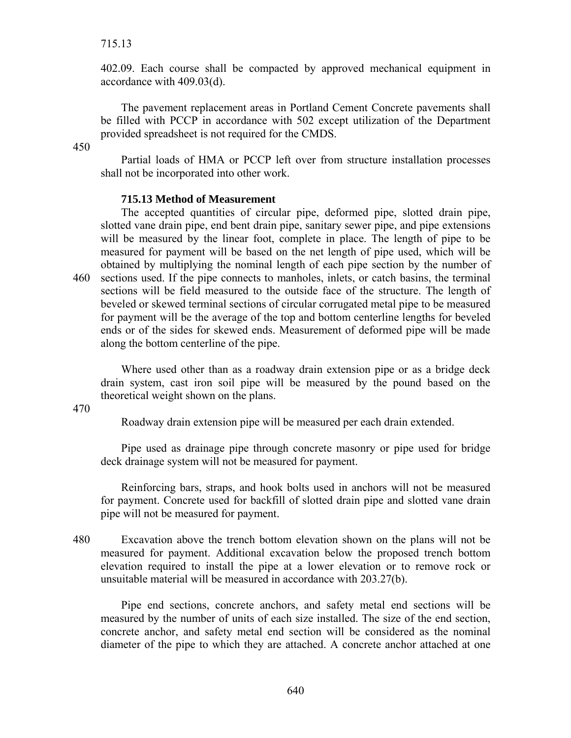402.09. Each course shall be compacted by approved mechanical equipment in accordance with 409.03(d).

The pavement replacement areas in Portland Cement Concrete pavements shall be filled with PCCP in accordance with 502 except utilization of the Department provided spreadsheet is not required for the CMDS.

Partial loads of HMA or PCCP left over from structure installation processes shall not be incorporated into other work.

**715.13 Method of Measurement**

The accepted quantities of circular pipe, deformed pipe, slotted drain pipe, slotted vane drain pipe, end bent drain pipe, sanitary sewer pipe, and pipe extensions will be measured by the linear foot, complete in place. The length of pipe to be measured for payment will be based on the net length of pipe used, which will be obtained by multiplying the nominal length of each pipe section by the number of sections used. If the pipe connects to manholes, inlets, or catch basins, the terminal sections will be field measured to the outside face of the structure. The length of beveled or skewed terminal sections of circular corrugated metal pipe to be measured for payment will be the average of the top and bottom centerline lengths for beveled ends or of the sides for skewed ends. Measurement of deformed pipe will be made along the bottom centerline of the pipe.

Where used other than as a roadway drain extension pipe or as a bridge deck drain system, cast iron soil pipe will be measured by the pound based on the theoretical weight shown on the plans.

Roadway drain extension pipe will be measured per each drain extended.

Pipe used as drainage pipe through concrete masonry or pipe used for bridge deck drainage system will not be measured for payment.

Reinforcing bars, straps, and hook bolts used in anchors will not be measured for payment. Concrete used for backfill of slotted drain pipe and slotted vane drain pipe will not be measured for payment.

Excavation above the trench bottom elevation shown on the plans will not be measured for payment. Additional excavation below the proposed trench bottom elevation required to install the pipe at a lower elevation or to remove rock or unsuitable material will be measured in accordance with 203.27(b).

Pipe end sections, concrete anchors, and safety metal end sections will be measured by the number of units of each size installed. The size of the end section, concrete anchor, and safety metal end section will be considered as the nominal diameter of the pipe to which they are attached. A concrete anchor attached at one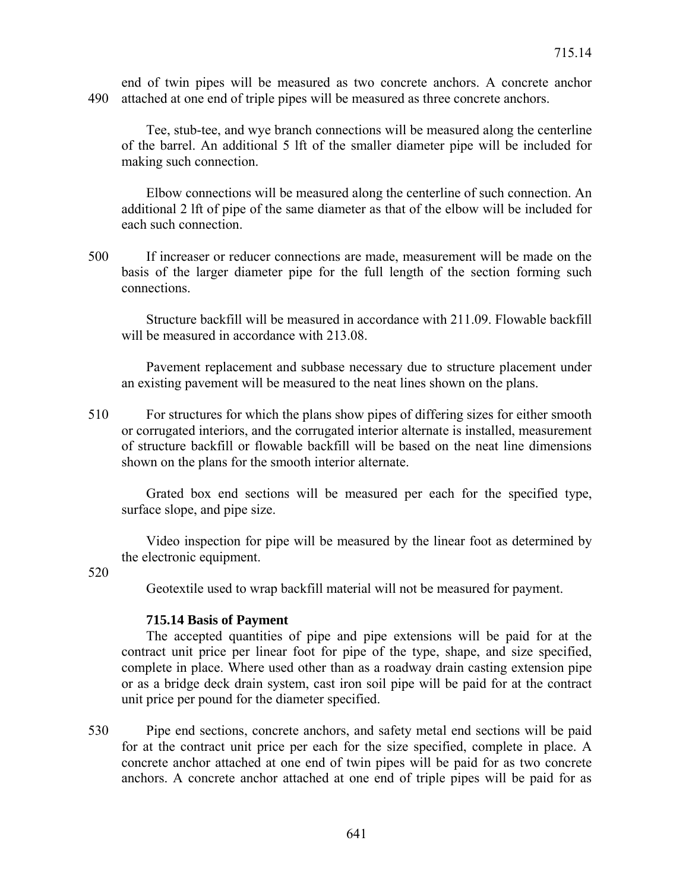end of twin pipes will be measured as two concrete anchors. A concrete anchor attached at one end of triple pipes will be measured as three concrete anchors.

Tee, stub-tee, and wye branch connections will be measured along the centerline of the barrel. An additional 5 lft of the smaller diameter pipe will be included for making such connection.

Elbow connections will be measured along the centerline of such connection. An additional 2 lft of pipe of the same diameter as that of the elbow will be included for each such connection.

If increaser or reducer connections are made, measurement will be made on the basis of the larger diameter pipe for the full length of the section forming such connections.

Structure backfill will be measured in accordance with 211.09. Flowable backfill will be measured in accordance with 213.08.

Pavement replacement and subbase necessary due to structure placement under an existing pavement will be measured to the neat lines shown on the plans.

For structures for which the plans show pipes of differing sizes for either smooth or corrugated interiors, and the corrugated interior alternate is installed, measurement of structure backfill or flowable backfill will be based on the neat line dimensions shown on the plans for the smooth interior alternate.

Grated box end sections will be measured per each for the specified type, surface slope, and pipe size.

Video inspection for pipe will be measured by the linear foot as determined by the electronic equipment.

Geotextile used to wrap backfill material will not be measured for payment.

### 715.14 Basis of Payment

The accepted quantities of pipe and pipe extensions will be paid for at the contract unit price per linear foot for pipe of the type, shape, and size specified, complete in place. Where used other than as a roadway drain casting extension pipe or as a bridge deck drain system, cast iron soil pipe will be paid for at the contract unit price per pound for the diameter specified.

Pipe end sections, concrete anchors, and safety metal end sections will be paid for at the contract unit price per each for the size specified, complete in place. A concrete anchor attached at one end of twin pipes will be paid for as two concrete anchors. A concrete anchor attached at one end of triple pipes will be paid for as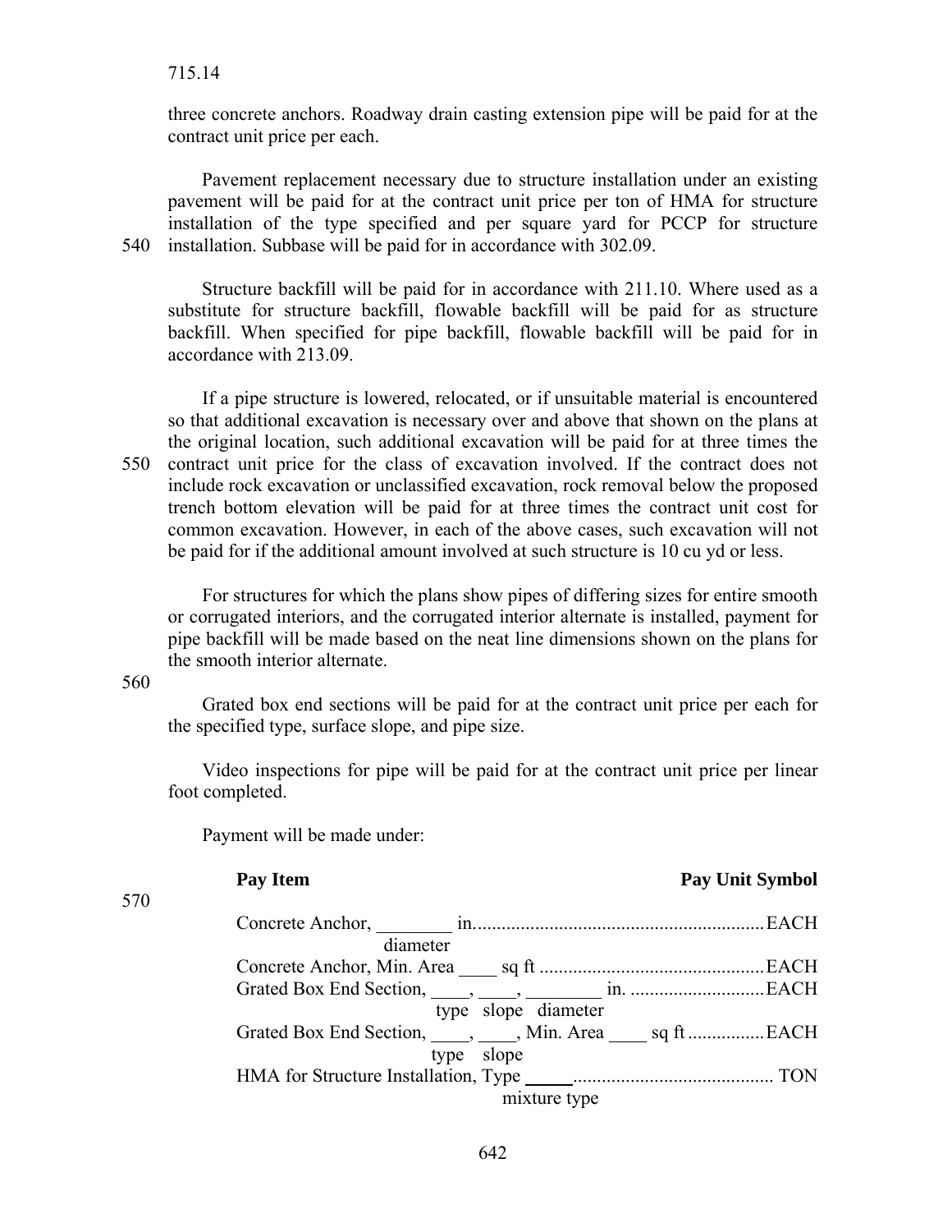three concrete anchors. Roadway drain casting extension pipe will be paid for at the contract unit price per each.

Pavement replacement necessary due to structure installation under an existing pavement will be paid for at the contract unit price per ton of HMA for structure installation of the type specified and per square yard for PCCP for structure installation. Subbase will be paid for in accordance with 302.09.

Structure backfill will be paid for in accordance with 211.10. Where used as a substitute for structure backfill, flowable backfill will be paid for as structure backfill. When specified for pipe backfill, flowable backfill will be paid for in accordance with 213.09.

If a pipe structure is lowered, relocated, or if unsuitable material is encountered so that additional excavation is necessary over and above that shown on the plans at the original location, such additional excavation will be paid for at three times the contract unit price for the class of excavation involved. If the contract does not include rock excavation or unclassified excavation, rock removal below the proposed trench bottom elevation will be paid for at three times the contract unit cost for common excavation. However, in each of the above cases, such excavation will not be paid for if the additional amount involved at such structure is 10 cu yd or less.

For structures for which the plans show pipes of differing sizes for entire smooth or corrugated interiors, and the corrugated interior alternate is installed, payment for pipe backfill will be made based on the neat line dimensions shown on the plans for the smooth interior alternate.

Grated box end sections will be paid for at the contract unit price per each for the specified type, surface slope, and pipe size.

Video inspections for pipe will be paid for at the contract unit price per linear foot completed.

Payment will be made under:

| Pay Item | Pay Unit Symbol |
|---|---|
| Concrete Anchor, ________ in. (diameter) | EACH |
| Concrete Anchor, Min. Area ____ sq ft | EACH |
| Grated Box End Section, ____, ____, ________ in. (type, slope, diameter) | EACH |
| Grated Box End Section, ____, ____, Min. Area ____ sq ft (type, slope) | EACH |
| HMA for Structure Installation, Type _____ (mixture type) | TON |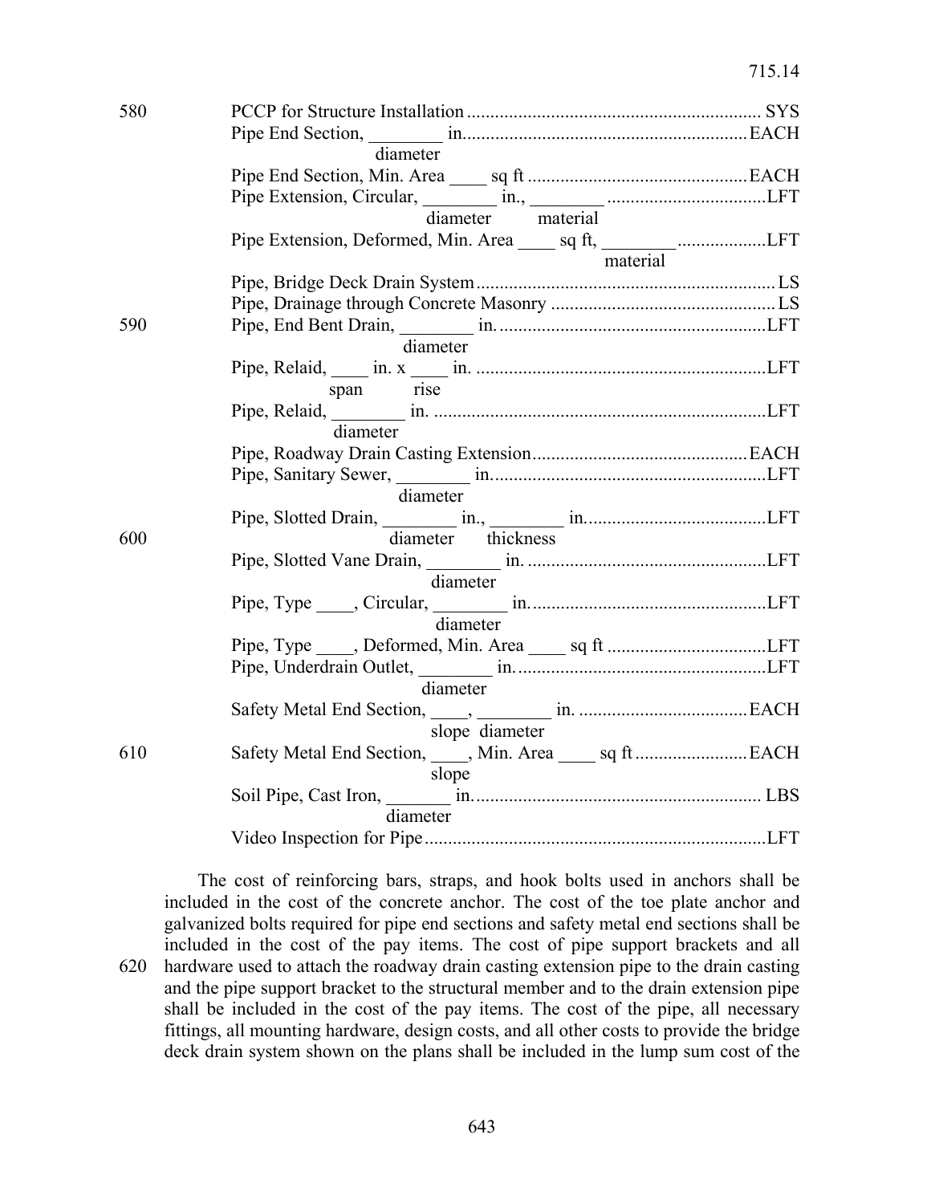PCCP for Structure Installation ................................................................ SYS
Pipe End Section, ________ in. ............................................................ EACH
diameter
Pipe End Section, Min. Area ____ sq ft ............................................... EACH
Pipe Extension, Circular, ________ in., ________ ................................. LFT
diameter material
Pipe Extension, Deformed, Min. Area ____ sq ft, ________ .................. LFT
material
Pipe, Bridge Deck Drain System ............................................................... LS
Pipe, Drainage through Concrete Masonry ................................................ LS
Pipe, End Bent Drain, ________ in. ......................................................... LFT
diameter
Pipe, Relaid, ____ in. x ____ in. ............................................................. LFT
span rise
Pipe, Relaid, ________ in. ....................................................................... LFT
diameter
Pipe, Roadway Drain Casting Extension .............................................. EACH
Pipe, Sanitary Sewer, ________ in. .......................................................... LFT
diameter
Pipe, Slotted Drain, ________ in., ________ in. ...................................... LFT
diameter thickness
Pipe, Slotted Vane Drain, ________ in. .................................................. LFT
diameter
Pipe, Type ____, Circular, ________ in. .................................................. LFT
diameter
Pipe, Type ____, Deformed, Min. Area ____ sq ft ................................. LFT
Pipe, Underdrain Outlet, ________ in. ..................................................... LFT
diameter
Safety Metal End Section, ____, ________ in. .................................... EACH
slope diameter
Safety Metal End Section, ____, Min. Area ____ sq ft ........................ EACH
slope
Soil Pipe, Cast Iron, _______ in. ............................................................ LBS
diameter
Video Inspection for Pipe ......................................................................... LFT

The cost of reinforcing bars, straps, and hook bolts used in anchors shall be included in the cost of the concrete anchor. The cost of the toe plate anchor and galvanized bolts required for pipe end sections and safety metal end sections shall be included in the cost of the pay items. The cost of pipe support brackets and all hardware used to attach the roadway drain casting extension pipe to the drain casting and the pipe support bracket to the structural member and to the drain extension pipe shall be included in the cost of the pay items. The cost of the pipe, all necessary fittings, all mounting hardware, design costs, and all other costs to provide the bridge deck drain system shown on the plans shall be included in the lump sum cost of the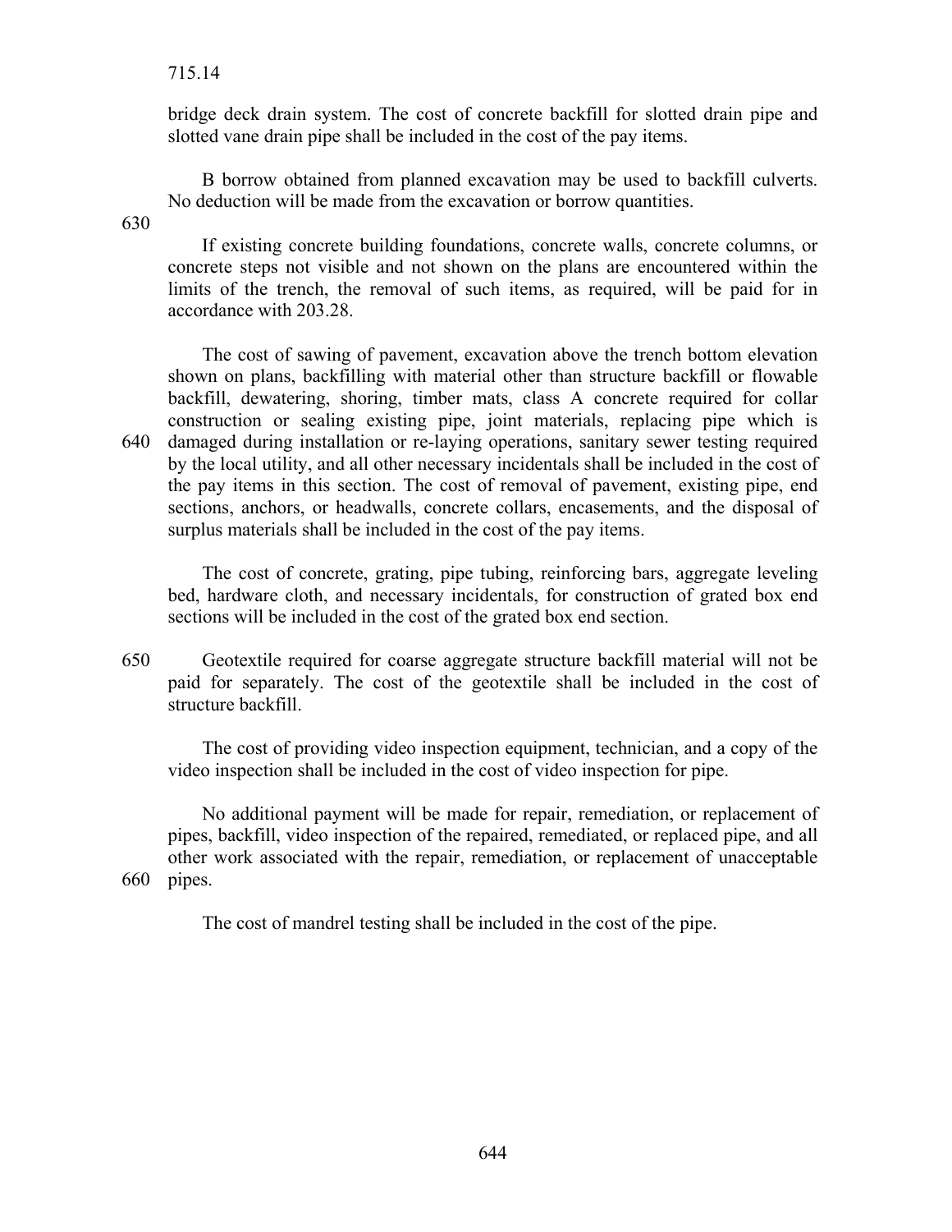bridge deck drain system. The cost of concrete backfill for slotted drain pipe and slotted vane drain pipe shall be included in the cost of the pay items.

B borrow obtained from planned excavation may be used to backfill culverts. No deduction will be made from the excavation or borrow quantities.

If existing concrete building foundations, concrete walls, concrete columns, or concrete steps not visible and not shown on the plans are encountered within the limits of the trench, the removal of such items, as required, will be paid for in accordance with 203.28.

The cost of sawing of pavement, excavation above the trench bottom elevation shown on plans, backfilling with material other than structure backfill or flowable backfill, dewatering, shoring, timber mats, class A concrete required for collar construction or sealing existing pipe, joint materials, replacing pipe which is damaged during installation or re-laying operations, sanitary sewer testing required by the local utility, and all other necessary incidentals shall be included in the cost of the pay items in this section. The cost of removal of pavement, existing pipe, end sections, anchors, or headwalls, concrete collars, encasements, and the disposal of surplus materials shall be included in the cost of the pay items.

The cost of concrete, grating, pipe tubing, reinforcing bars, aggregate leveling bed, hardware cloth, and necessary incidentals, for construction of grated box end sections will be included in the cost of the grated box end section.

Geotextile required for coarse aggregate structure backfill material will not be paid for separately. The cost of the geotextile shall be included in the cost of structure backfill.

The cost of providing video inspection equipment, technician, and a copy of the video inspection shall be included in the cost of video inspection for pipe.

No additional payment will be made for repair, remediation, or replacement of pipes, backfill, video inspection of the repaired, remediated, or replaced pipe, and all other work associated with the repair, remediation, or replacement of unacceptable pipes.

The cost of mandrel testing shall be included in the cost of the pipe.